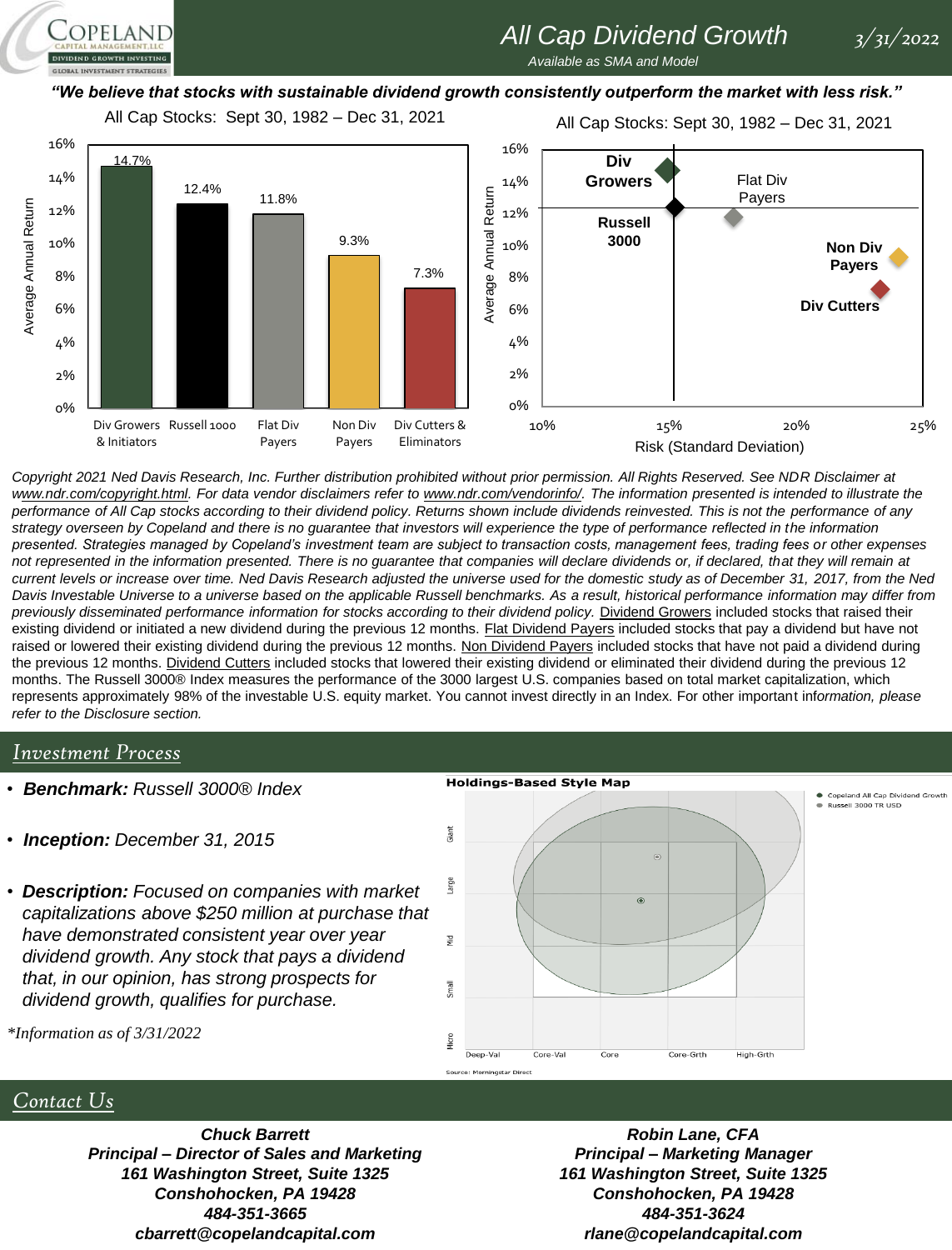# All Cap Dividend Growth

*Available as SMA and Model*

3/31/2022

***"We believe that stocks with sustainable dividend growth consistently outperform the market with less risk."***

All Cap Stocks: Sept 30, 1982 – Dec 31, 2021

| | Div Growers & Initiators | Russell 1000 | Flat Div Payers | Non Div Payers | Div Cutters & Eliminators |
|---|---|---|---|---|---|
| Average Annual Return | 14.7% | 12.4% | 11.8% | 9.3% | 7.3% |

All Cap Stocks: Sept 30, 1982 – Dec 31, 2021

Average Annual Return vs. Risk (Standard Deviation): Div Growers, Flat Div Payers, Russell 3000, Non Div Payers, Div Cutters

*Copyright 2021 Ned Davis Research, Inc. Further distribution prohibited without prior permission. All Rights Reserved. See NDR Disclaimer at www.ndr.com/copyright.html. For data vendor disclaimers refer to www.ndr.com/vendorinfo/. The information presented is intended to illustrate the performance of All Cap stocks according to their dividend policy. Returns shown include dividends reinvested. This is not the performance of any strategy overseen by Copeland and there is no guarantee that investors will experience the type of performance reflected in the information presented. Strategies managed by Copeland's investment team are subject to transaction costs, management fees, trading fees or other expenses not represented in the information presented. There is no guarantee that companies will declare dividends or, if declared, that they will remain at current levels or increase over time. Ned Davis Research adjusted the universe used for the domestic study as of December 31, 2017, from the Ned Davis Investable Universe to a universe based on the applicable Russell benchmarks. As a result, historical performance information may differ from previously disseminated performance information for stocks according to their dividend policy.* Dividend Growers included stocks that raised their existing dividend or initiated a new dividend during the previous 12 months. Flat Dividend Payers included stocks that pay a dividend but have not raised or lowered their existing dividend during the previous 12 months. Non Dividend Payers included stocks that have not paid a dividend during the previous 12 months. Dividend Cutters included stocks that lowered their existing dividend or eliminated their dividend during the previous 12 months. The Russell 3000® Index measures the performance of the 3000 largest U.S. companies based on total market capitalization, which represents approximately 98% of the investable U.S. equity market. You cannot invest directly in an Index. For other important in*formation, please refer to the Disclosure section.*

## Investment Process

- ***Benchmark:*** *Russell 3000® Index*
- ***Inception:*** *December 31, 2015*
- ***Description:*** *Focused on companies with market capitalizations above $250 million at purchase that have demonstrated consistent year over year dividend growth. Any stock that pays a dividend that, in our opinion, has strong prospects for dividend growth, qualifies for purchase.*

*\*Information as of 3/31/2022*

**Holdings-Based Style Map**

- Copeland All Cap Dividend Growth
- Russell 3000 TR USD

Source: Morningstar Direct

## Contact Us

***Chuck Barrett***
***Principal – Director of Sales and Marketing***
***161 Washington Street, Suite 1325***
***Conshohocken, PA 19428***
***484-351-3665***
***cbarrett@copelandcapital.com***

***Robin Lane, CFA***
***Principal – Marketing Manager***
***161 Washington Street, Suite 1325***
***Conshohocken, PA 19428***
***484-351-3624***
***rlane@copelandcapital.com***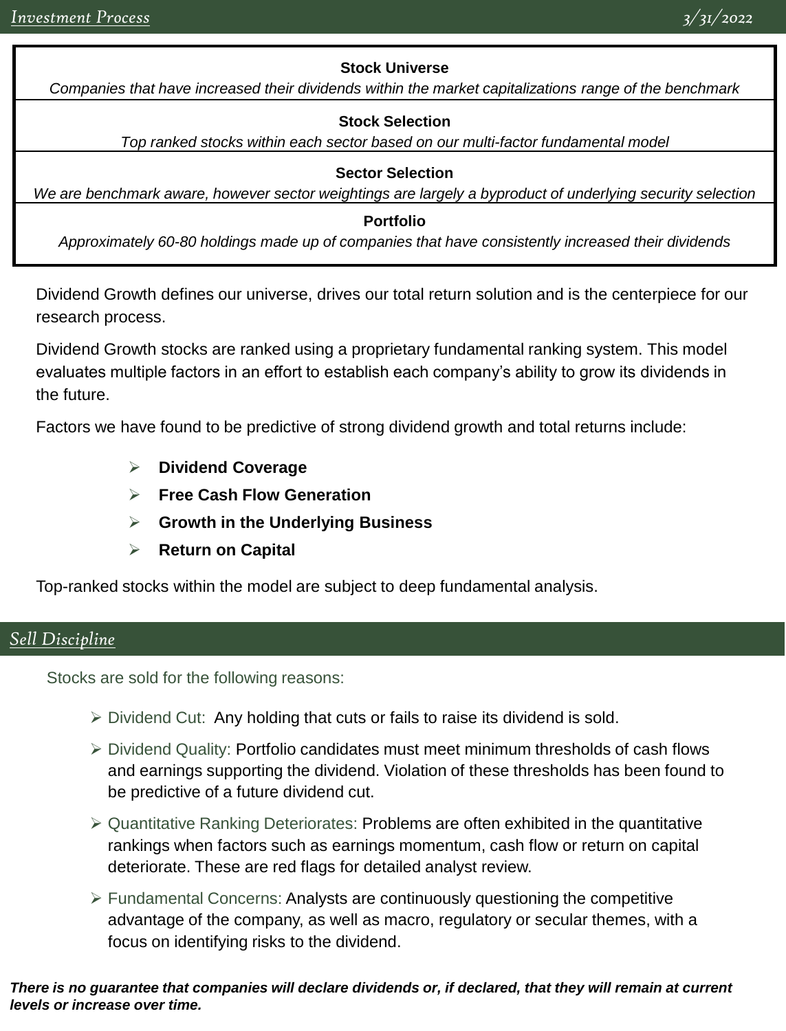## Investment Process

3/31/2022

**Stock Universe**

*Companies that have increased their dividends within the market capitalizations range of the benchmark*

**Stock Selection**

*Top ranked stocks within each sector based on our multi-factor fundamental model*

**Sector Selection**

*We are benchmark aware, however sector weightings are largely a byproduct of underlying security selection*

**Portfolio**

*Approximately 60-80 holdings made up of companies that have consistently increased their dividends*

Dividend Growth defines our universe, drives our total return solution and is the centerpiece for our research process.

Dividend Growth stocks are ranked using a proprietary fundamental ranking system. This model evaluates multiple factors in an effort to establish each company's ability to grow its dividends in the future.

Factors we have found to be predictive of strong dividend growth and total returns include:

- **Dividend Coverage**
- **Free Cash Flow Generation**
- **Growth in the Underlying Business**
- **Return on Capital**

Top-ranked stocks within the model are subject to deep fundamental analysis.

## Sell Discipline

Stocks are sold for the following reasons:

- Dividend Cut: Any holding that cuts or fails to raise its dividend is sold.
- Dividend Quality: Portfolio candidates must meet minimum thresholds of cash flows and earnings supporting the dividend. Violation of these thresholds has been found to be predictive of a future dividend cut.
- Quantitative Ranking Deteriorates: Problems are often exhibited in the quantitative rankings when factors such as earnings momentum, cash flow or return on capital deteriorate. These are red flags for detailed analyst review.
- Fundamental Concerns: Analysts are continuously questioning the competitive advantage of the company, as well as macro, regulatory or secular themes, with a focus on identifying risks to the dividend.

***There is no guarantee that companies will declare dividends or, if declared, that they will remain at current levels or increase over time.***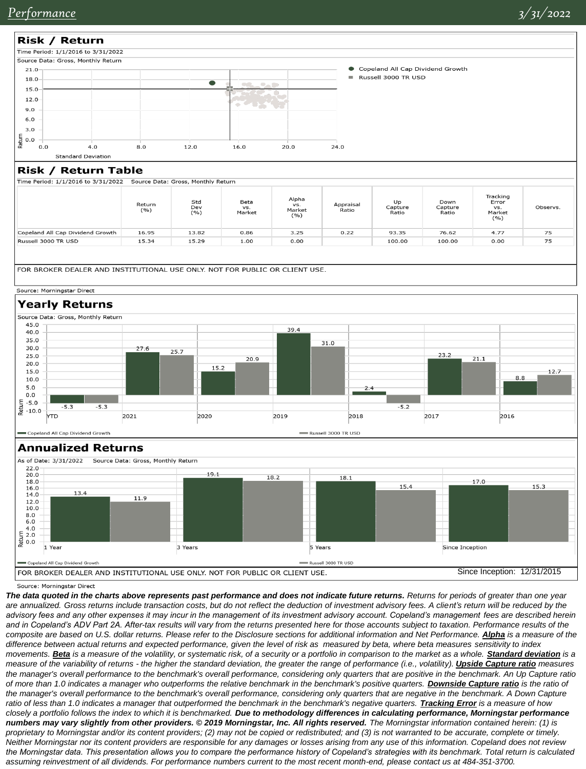## Performance

3/31/2022

### Risk / Return

Time Period: 1/1/2016 to 3/31/2022

Source Data: Gross, Monthly Return

- Copeland All Cap Dividend Growth
- Russell 3000 TR USD

### Risk / Return Table

Time Period: 1/1/2016 to 3/31/2022 Source Data: Gross, Monthly Return

| | Return (%) | Std Dev (%) | Beta vs. Market | Alpha vs. Market (%) | Appraisal Ratio | Up Capture Ratio | Down Capture Ratio | Tracking Error vs. Market (%) | Observs. |
|---|---|---|---|---|---|---|---|---|---|
| Copeland All Cap Dividend Growth | 16.95 | 13.82 | 0.86 | 3.25 | 0.22 | 93.35 | 76.62 | 4.77 | 75 |
| Russell 3000 TR USD | 15.34 | 15.29 | 1.00 | 0.00 | | 100.00 | 100.00 | 0.00 | 75 |

FOR BROKER DEALER AND INSTITUTIONAL USE ONLY. NOT FOR PUBLIC OR CLIENT USE.

Source: Morningstar Direct

### Yearly Returns

Source Data: Gross, Monthly Return

| | YTD | 2021 | 2020 | 2019 | 2018 | 2017 | 2016 |
|---|---|---|---|---|---|---|---|
| Copeland All Cap Dividend Growth | -5.3 | 27.6 | 15.2 | 39.4 | 2.4 | 23.2 | 8.8 |
| Russell 3000 TR USD | -5.3 | 25.7 | 20.9 | 31.0 | -5.2 | 21.1 | 12.7 |

### Annualized Returns

As of Date: 3/31/2022 Source Data: Gross, Monthly Return

| | 1 Year | 3 Years | 5 Years | Since Inception |
|---|---|---|---|---|
| Copeland All Cap Dividend Growth | 13.4 | 19.1 | 18.1 | 17.0 |
| Russell 3000 TR USD | 11.9 | 18.2 | 15.4 | 15.3 |

FOR BROKER DEALER AND INSTITUTIONAL USE ONLY. NOT FOR PUBLIC OR CLIENT USE.

Since Inception: 12/31/2015

Source: Morningstar Direct

***The data quoted in the charts above represents past performance and does not indicate future returns.*** *Returns for periods of greater than one year are annualized. Gross returns include transaction costs, but do not reflect the deduction of investment advisory fees. A client's return will be reduced by the advisory fees and any other expenses it may incur in the management of its investment advisory account. Copeland's management fees are described herein and in Copeland's ADV Part 2A. After-tax results will vary from the returns presented here for those accounts subject to taxation. Performance results of the composite are based on U.S. dollar returns. Please refer to the Disclosure sections for additional information and Net Performance.* ***Alpha*** *is a measure of the difference between actual returns and expected performance, given the level of risk as measured by beta, where beta measures sensitivity to index movements.* ***Beta*** *is a measure of the volatility, or systematic risk, of a security or a portfolio in comparison to the market as a whole.* ***Standard deviation*** *is a measure of the variability of returns - the higher the standard deviation, the greater the range of performance (i.e., volatility).* ***Upside Capture ratio*** *measures the manager's overall performance to the benchmark's overall performance, considering only quarters that are positive in the benchmark. An Up Capture ratio of more than 1.0 indicates a manager who outperforms the relative benchmark in the benchmark's positive quarters.* ***Downside Capture ratio*** *is the ratio of the manager's overall performance to the benchmark's overall performance, considering only quarters that are negative in the benchmark. A Down Capture ratio of less than 1.0 indicates a manager that outperformed the benchmark in the benchmark's negative quarters.* ***Tracking Error*** *is a measure of how closely a portfolio follows the index to which it is benchmarked.* ***Due to methodology differences in calculating performance, Morningstar performance numbers may vary slightly from other providers. © 2019 Morningstar, Inc. All rights reserved.*** *The Morningstar information contained herein: (1) is proprietary to Morningstar and/or its content providers; (2) may not be copied or redistributed; and (3) is not warranted to be accurate, complete or timely. Neither Morningstar nor its content providers are responsible for any damages or losses arising from any use of this information. Copeland does not review the Morningstar data. This presentation allows you to compare the performance history of Copeland's strategies with its benchmark. Total return is calculated assuming reinvestment of all dividends. For performance numbers current to the most recent month-end, please contact us at 484-351-3700.*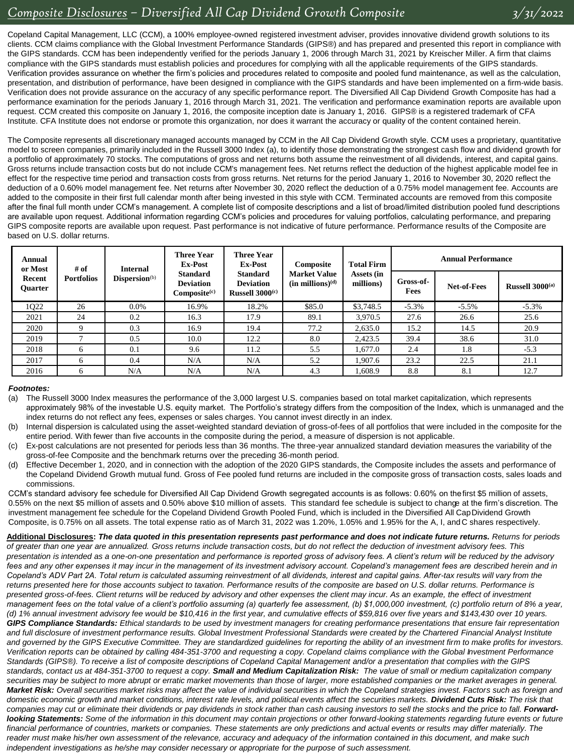## *Composite Disclosures – Diversified All Cap Dividend Growth Composite* *3/31/2022*

Copeland Capital Management, LLC (CCM), a 100% employee-owned registered investment adviser, provides innovative dividend growth solutions to its clients. CCM claims compliance with the Global Investment Performance Standards (GIPS®) and has prepared and presented this report in compliance with the GIPS standards. CCM has been independently verified for the periods January 1, 2006 through March 31, 2021 by Kreischer Miller. A firm that claims compliance with the GIPS standards must establish policies and procedures for complying with all the applicable requirements of the GIPS standards. Verification provides assurance on whether the firm's policies and procedures related to composite and pooled fund maintenance, as well as the calculation, presentation, and distribution of performance, have been designed in compliance with the GIPS standards and have been implemented on a firm-wide basis. Verification does not provide assurance on the accuracy of any specific performance report. The Diversified All Cap Dividend Growth Composite has had a performance examination for the periods January 1, 2016 through March 31, 2021. The verification and performance examination reports are available upon request. CCM created this composite on January 1, 2016, the composite inception date is January 1, 2016. GIPS® is a registered trademark of CFA Institute. CFA Institute does not endorse or promote this organization, nor does it warrant the accuracy or quality of the content contained herein.

The Composite represents all discretionary managed accounts managed by CCM in the All Cap Dividend Growth style. CCM uses a proprietary, quantitative model to screen companies, primarily included in the Russell 3000 Index (a), to identify those demonstrating the strongest cash flow and dividend growth for a portfolio of approximately 70 stocks. The computations of gross and net returns both assume the reinvestment of all dividends, interest, and capital gains. Gross returns include transaction costs but do not include CCM's management fees. Net returns reflect the deduction of the highest applicable model fee in effect for the respective time period and transaction costs from gross returns. Net returns for the period January 1, 2016 to November 30, 2020 reflect the deduction of a 0.60% model management fee. Net returns after November 30, 2020 reflect the deduction of a 0.75% model management fee. Accounts are added to the composite in their first full calendar month after being invested in this style with CCM. Terminated accounts are removed from this composite after the final full month under CCM's management. A complete list of composite descriptions and a list of broad/limited distribution pooled fund descriptions are available upon request. Additional information regarding CCM's policies and procedures for valuing portfolios, calculating performance, and preparing GIPS composite reports are available upon request. Past performance is not indicative of future performance. Performance results of the Composite are based on U.S. dollar returns.

| Annual or Most Recent Quarter | # of Portfolios | Internal Dispersion[(b)] | Three Year Ex-Post Standard Deviation Composite[(c)] | Three Year Ex-Post Standard Deviation Russell 3000[(c)] | Composite Market Value (in millions)[(d)] | Total Firm Assets (in millions) | Annual Performance | | |
|---|---|---|---|---|---|---|---|---|---|
| | | | | | | | Gross-of-Fees | Net-of-Fees | Russell 3000[(a)] |
| 1Q22 | 26 | 0.0% | 16.9% | 18.2% | $85.0 | $3,748.5 | -5.3% | -5.5% | -5.3% |
| 2021 | 24 | 0.2 | 16.3 | 17.9 | 89.1 | 3,970.5 | 27.6 | 26.6 | 25.6 |
| 2020 | 9 | 0.3 | 16.9 | 19.4 | 77.2 | 2,635.0 | 15.2 | 14.5 | 20.9 |
| 2019 | 7 | 0.5 | 10.0 | 12.2 | 8.0 | 2,423.5 | 39.4 | 38.6 | 31.0 |
| 2018 | 6 | 0.1 | 9.6 | 11.2 | 5.5 | 1,677.0 | 2.4 | 1.8 | -5.3 |
| 2017 | 6 | 0.4 | N/A | N/A | 5.2 | 1,907.6 | 23.2 | 22.5 | 21.1 |
| 2016 | 6 | N/A | N/A | N/A | 4.3 | 1,608.9 | 8.8 | 8.1 | 12.7 |

***Footnotes:***

(a) The Russell 3000 Index measures the performance of the 3,000 largest U.S. companies based on total market capitalization, which represents approximately 98% of the investable U.S. equity market. The Portfolio's strategy differs from the composition of the Index, which is unmanaged and the index returns do not reflect any fees, expenses or sales charges. You cannot invest directly in an index.

(b) Internal dispersion is calculated using the asset-weighted standard deviation of gross-of-fees of all portfolios that were included in the composite for the entire period. With fewer than five accounts in the composite during the period, a measure of dispersion is not applicable.

(c) Ex-post calculations are not presented for periods less than 36 months. The three-year annualized standard deviation measures the variability of the gross-of-fee Composite and the benchmark returns over the preceding 36-month period.

(d) Effective December 1, 2020, and in connection with the adoption of the 2020 GIPS standards, the Composite includes the assets and performance of the Copeland Dividend Growth mutual fund. Gross of Fee pooled fund returns are included in the composite gross of transaction costs, sales loads and commissions.

CCM's standard advisory fee schedule for Diversified All Cap Dividend Growth segregated accounts is as follows: 0.60% on the first $5 million of assets, 0.55% on the next $5 million of assets and 0.50% above $10 million of assets. This standard fee schedule is subject to change at the firm's discretion. The investment management fee schedule for the Copeland Dividend Growth Pooled Fund, which is included in the Diversified All Cap Dividend Growth Composite, is 0.75% on all assets. The total expense ratio as of March 31, 2022 was 1.20%, 1.05% and 1.95% for the A, I, and C shares respectively.

**Additional Disclosures**: ***The data quoted in this presentation represents past performance and does not indicate future returns.*** *Returns for periods of greater than one year are annualized. Gross returns include transaction costs, but do not reflect the deduction of investment advisory fees. This presentation is intended as a one-on-one presentation and performance is reported gross of advisory fees. A client's return will be reduced by the advisory fees and any other expenses it may incur in the management of its investment advisory account. Copeland's management fees are described herein and in Copeland's ADV Part 2A. Total return is calculated assuming reinvestment of all dividends, interest and capital gains. After-tax results will vary from the returns presented here for those accounts subject to taxation. Performance results of the composite are based on U.S. dollar returns. Performance is presented gross-of-fees. Client returns will be reduced by advisory and other expenses the client may incur. As an example, the effect of investment management fees on the total value of a client's portfolio assuming (a) quarterly fee assessment, (b) $1,000,000 investment, (c) portfolio return of 8% a year, (d) 1% annual investment advisory fee would be $10,416 in the first year, and cumulative effects of $59,816 over five years and $143,430 over 10 years.* ***GIPS Compliance Standards:*** *Ethical standards to be used by investment managers for creating performance presentations that ensure fair representation and full disclosure of investment performance results. Global Investment Professional Standards were created by the Chartered Financial Analyst Institute and governed by the GIPS Executive Committee. They are standardized guidelines for reporting the ability of an investment firm to make profits for investors. Verification reports can be obtained by calling 484-351-3700 and requesting a copy. Copeland claims compliance with the Global Investment Performance Standards (GIPS®). To receive a list of composite descriptions of Copeland Capital Management and/or a presentation that complies with the GIPS standards, contact us at 484-351-3700 to request a copy.* ***Small and Medium Capitalization Risk:*** *The value of small or medium capitalization company securities may be subject to more abrupt or erratic market movements than those of larger, more established companies or the market averages in general.* ***Market Risk:*** *Overall securities market risks may affect the value of individual securities in which the Copeland strategies invest. Factors such as foreign and domestic economic growth and market conditions, interest rate levels, and political events affect the securities markets.* ***Dividend Cuts Risk:*** *The risk that companies may cut or eliminate their dividends or pay dividends in stock rather than cash causing investors to sell the stocks and the price to fall.* ***Forward-looking Statements:*** *Some of the information in this document may contain projections or other forward-looking statements regarding future events or future financial performance of countries, markets or companies. These statements are only predictions and actual events or results may differ materially. The reader must make his/her own assessment of the relevance, accuracy and adequacy of the information contained in this document, and make such independent investigations as he/she may consider necessary or appropriate for the purpose of such assessment.*